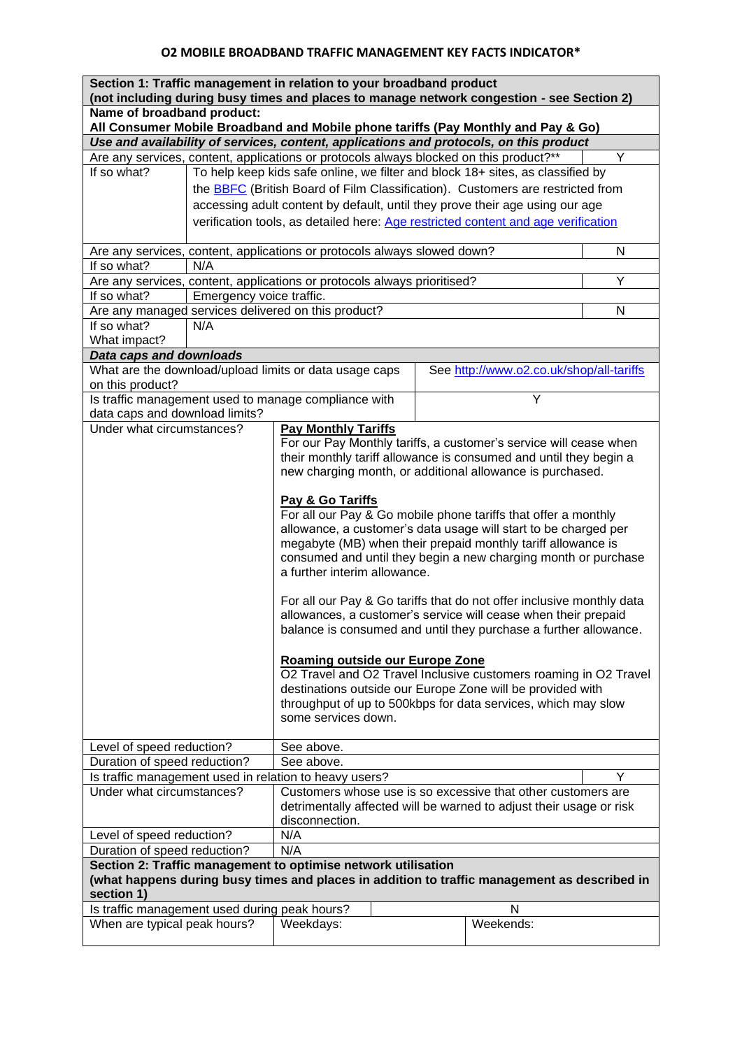# O2 MOBILE BROADBAND TRAFFIC MANAGEMENT KEY FACTS INDICATOR*

| **Section 1: Traffic management in relation to your broadband product (not including during busy times and places to manage network congestion - see Section 2)** | | |
|---|---|---|
| **Name of broadband product: All Consumer Mobile Broadband and Mobile phone tariffs (Pay Monthly and Pay & Go)** | | |
| ***Use and availability of services, content, applications and protocols, on this product*** | | |
| Are any services, content, applications or protocols always blocked on this product?** | | Y |
| If so what? | To help keep kids safe online, we filter and block 18+ sites, as classified by the [BBFC](#) (British Board of Film Classification). Customers are restricted from accessing adult content by default, until they prove their age using our age verification tools, as detailed here: [Age restricted content and age verification](#) | |
| Are any services, content, applications or protocols always slowed down? | | N |
| If so what? | N/A | |
| Are any services, content, applications or protocols always prioritised? | | Y |
| If so what? | Emergency voice traffic. | |
| Are any managed services delivered on this product? | | N |
| If so what? What impact? | N/A | |
| ***Data caps and downloads*** | | |
| What are the download/upload limits or data usage caps on this product? | See [http://www.o2.co.uk/shop/all-tariffs](http://www.o2.co.uk/shop/all-tariffs) | |
| Is traffic management used to manage compliance with data caps and download limits? | Y | |
| Under what circumstances? | **<u>Pay Monthly Tariffs</u>**<br>For our Pay Monthly tariffs, a customer's service will cease when their monthly tariff allowance is consumed and until they begin a new charging month, or additional allowance is purchased.<br><br>**<u>Pay & Go Tariffs</u>**<br>For all our Pay & Go mobile phone tariffs that offer a monthly allowance, a customer's data usage will start to be charged per megabyte (MB) when their prepaid monthly tariff allowance is consumed and until they begin a new charging month or purchase a further interim allowance.<br><br>For all our Pay & Go tariffs that do not offer inclusive monthly data allowances, a customer's service will cease when their prepaid balance is consumed and until they purchase a further allowance.<br><br>**<u>Roaming outside our Europe Zone</u>**<br>O2 Travel and O2 Travel Inclusive customers roaming in O2 Travel destinations outside our Europe Zone will be provided with throughput of up to 500kbps for data services, which may slow some services down. | |
| Level of speed reduction? | See above. | |
| Duration of speed reduction? | See above. | |
| Is traffic management used in relation to heavy users? | | Y |
| Under what circumstances? | Customers whose use is so excessive that other customers are detrimentally affected will be warned to adjust their usage or risk disconnection. | |
| Level of speed reduction? | N/A | |
| Duration of speed reduction? | N/A | |
| **Section 2: Traffic management to optimise network utilisation (what happens during busy times and places in addition to traffic management as described in section 1)** | | |
| Is traffic management used during peak hours? | N | |
| When are typical peak hours? | Weekdays: | Weekends: |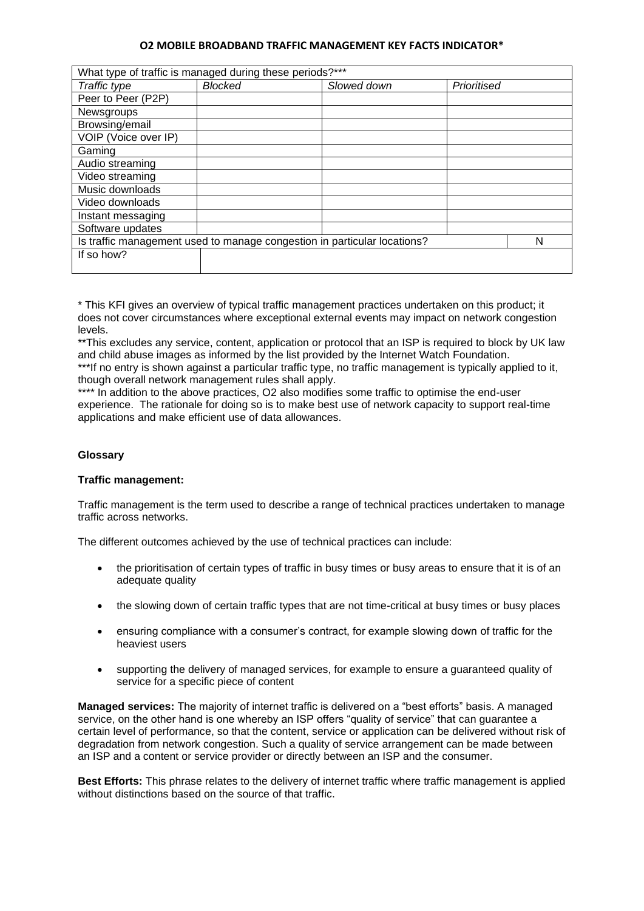**O2 MOBILE BROADBAND TRAFFIC MANAGEMENT KEY FACTS INDICATOR***

| What type of traffic is managed during these periods?*** | | | | |
|---|---|---|---|---|
| *Traffic type* | *Blocked* | *Slowed down* | *Prioritised* | |
| Peer to Peer (P2P) | | | | |
| Newsgroups | | | | |
| Browsing/email | | | | |
| VOIP (Voice over IP) | | | | |
| Gaming | | | | |
| Audio streaming | | | | |
| Video streaming | | | | |
| Music downloads | | | | |
| Video downloads | | | | |
| Instant messaging | | | | |
| Software updates | | | | |
| Is traffic management used to manage congestion in particular locations? | | | | N |
| If so how? | | | | |

* This KFI gives an overview of typical traffic management practices undertaken on this product; it does not cover circumstances where exceptional external events may impact on network congestion levels.

**This excludes any service, content, application or protocol that an ISP is required to block by UK law and child abuse images as informed by the list provided by the Internet Watch Foundation.

***If no entry is shown against a particular traffic type, no traffic management is typically applied to it, though overall network management rules shall apply.

**** In addition to the above practices, O2 also modifies some traffic to optimise the end-user experience. The rationale for doing so is to make best use of network capacity to support real-time applications and make efficient use of data allowances.

**Glossary**

**Traffic management:**

Traffic management is the term used to describe a range of technical practices undertaken to manage traffic across networks.

The different outcomes achieved by the use of technical practices can include:

- the prioritisation of certain types of traffic in busy times or busy areas to ensure that it is of an adequate quality
- the slowing down of certain traffic types that are not time-critical at busy times or busy places
- ensuring compliance with a consumer's contract, for example slowing down of traffic for the heaviest users
- supporting the delivery of managed services, for example to ensure a guaranteed quality of service for a specific piece of content

**Managed services:** The majority of internet traffic is delivered on a "best efforts" basis. A managed service, on the other hand is one whereby an ISP offers "quality of service" that can guarantee a certain level of performance, so that the content, service or application can be delivered without risk of degradation from network congestion. Such a quality of service arrangement can be made between an ISP and a content or service provider or directly between an ISP and the consumer.

**Best Efforts:** This phrase relates to the delivery of internet traffic where traffic management is applied without distinctions based on the source of that traffic.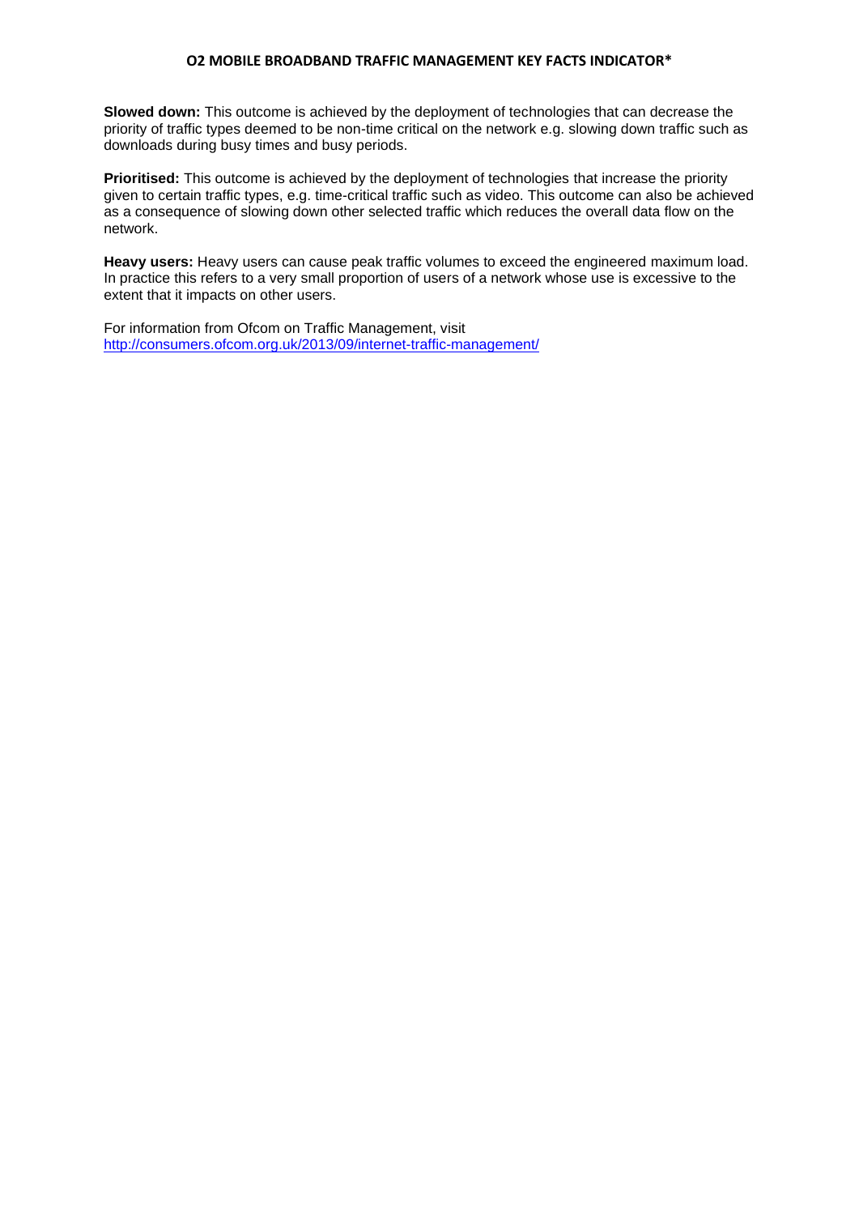**O2 MOBILE BROADBAND TRAFFIC MANAGEMENT KEY FACTS INDICATOR***

**Slowed down:** This outcome is achieved by the deployment of technologies that can decrease the priority of traffic types deemed to be non-time critical on the network e.g. slowing down traffic such as downloads during busy times and busy periods.

**Prioritised:** This outcome is achieved by the deployment of technologies that increase the priority given to certain traffic types, e.g. time-critical traffic such as video. This outcome can also be achieved as a consequence of slowing down other selected traffic which reduces the overall data flow on the network.

**Heavy users:** Heavy users can cause peak traffic volumes to exceed the engineered maximum load. In practice this refers to a very small proportion of users of a network whose use is excessive to the extent that it impacts on other users.

For information from Ofcom on Traffic Management, visit
http://consumers.ofcom.org.uk/2013/09/internet-traffic-management/